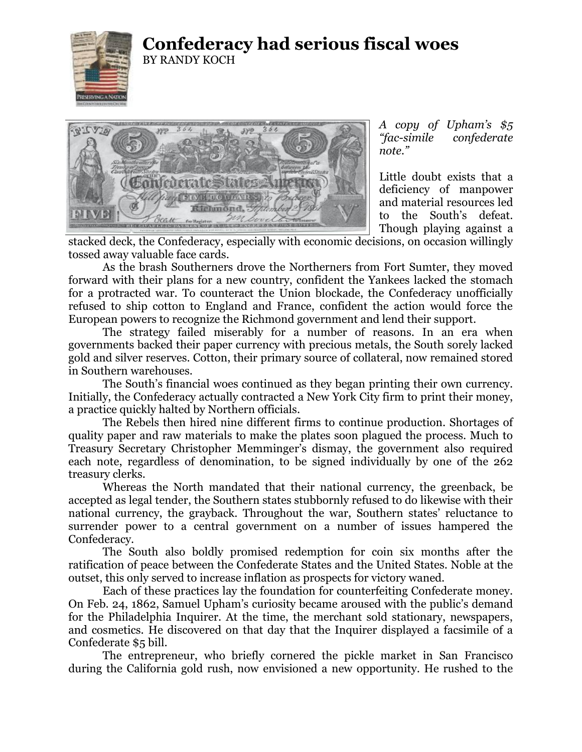# Confederacy had serious fiscal woes

BY RANDY KOCH

*A copy of Upham's $5 "fac-simile confederate note."*

Little doubt exists that a deficiency of manpower and material resources led to the South's defeat. Though playing against a stacked deck, the Confederacy, especially with economic decisions, on occasion willingly tossed away valuable face cards.

As the brash Southerners drove the Northerners from Fort Sumter, they moved forward with their plans for a new country, confident the Yankees lacked the stomach for a protracted war. To counteract the Union blockade, the Confederacy unofficially refused to ship cotton to England and France, confident the action would force the European powers to recognize the Richmond government and lend their support.

The strategy failed miserably for a number of reasons. In an era when governments backed their paper currency with precious metals, the South sorely lacked gold and silver reserves. Cotton, their primary source of collateral, now remained stored in Southern warehouses.

The South's financial woes continued as they began printing their own currency. Initially, the Confederacy actually contracted a New York City firm to print their money, a practice quickly halted by Northern officials.

The Rebels then hired nine different firms to continue production. Shortages of quality paper and raw materials to make the plates soon plagued the process. Much to Treasury Secretary Christopher Memminger's dismay, the government also required each note, regardless of denomination, to be signed individually by one of the 262 treasury clerks.

Whereas the North mandated that their national currency, the greenback, be accepted as legal tender, the Southern states stubbornly refused to do likewise with their national currency, the grayback. Throughout the war, Southern states' reluctance to surrender power to a central government on a number of issues hampered the Confederacy.

The South also boldly promised redemption for coin six months after the ratification of peace between the Confederate States and the United States. Noble at the outset, this only served to increase inflation as prospects for victory waned.

Each of these practices lay the foundation for counterfeiting Confederate money. On Feb. 24, 1862, Samuel Upham's curiosity became aroused with the public's demand for the Philadelphia Inquirer. At the time, the merchant sold stationary, newspapers, and cosmetics. He discovered on that day that the Inquirer displayed a facsimile of a Confederate $5 bill.

The entrepreneur, who briefly cornered the pickle market in San Francisco during the California gold rush, now envisioned a new opportunity. He rushed to the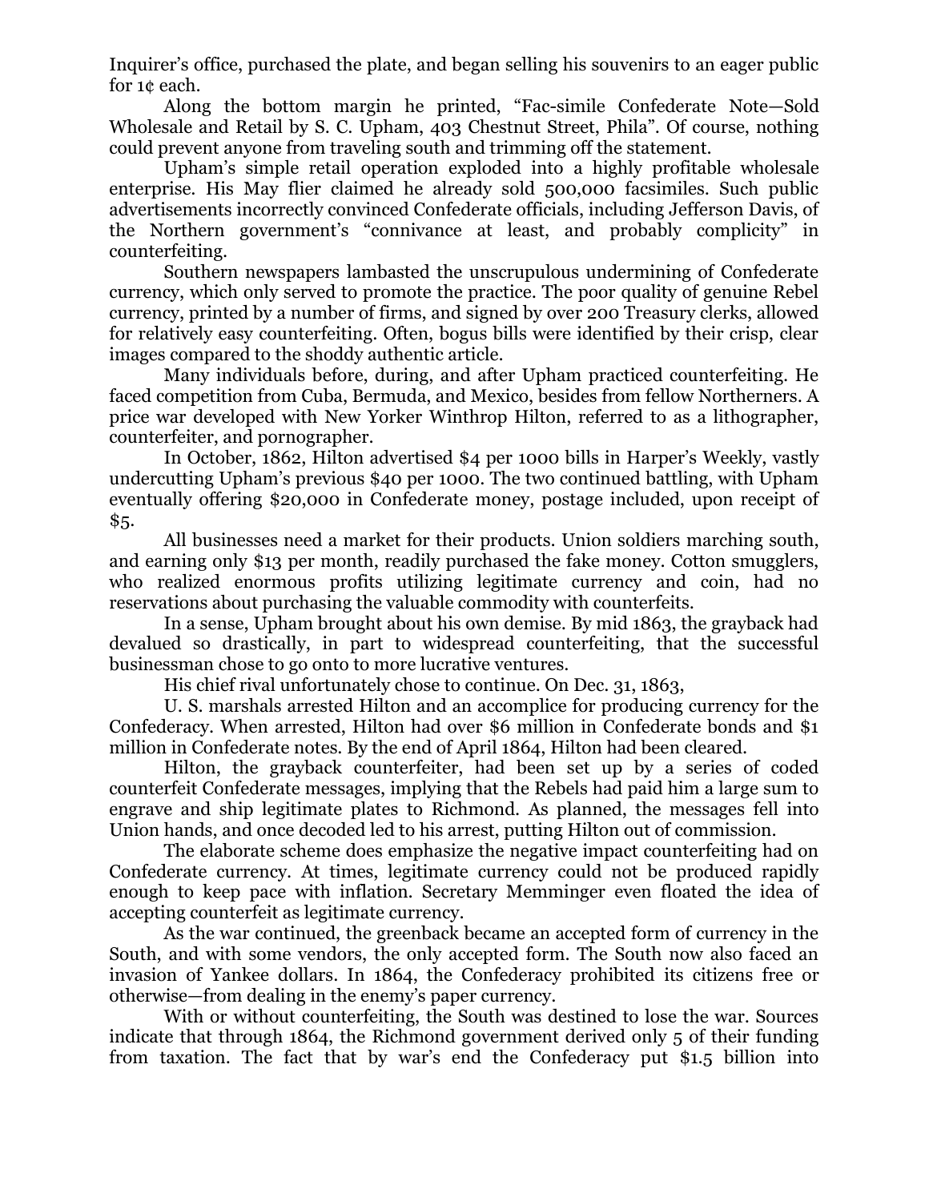Inquirer's office, purchased the plate, and began selling his souvenirs to an eager public for 1¢ each.

Along the bottom margin he printed, "Fac-simile Confederate Note—Sold Wholesale and Retail by S. C. Upham, 403 Chestnut Street, Phila". Of course, nothing could prevent anyone from traveling south and trimming off the statement.

Upham's simple retail operation exploded into a highly profitable wholesale enterprise. His May flier claimed he already sold 500,000 facsimiles. Such public advertisements incorrectly convinced Confederate officials, including Jefferson Davis, of the Northern government's "connivance at least, and probably complicity" in counterfeiting.

Southern newspapers lambasted the unscrupulous undermining of Confederate currency, which only served to promote the practice. The poor quality of genuine Rebel currency, printed by a number of firms, and signed by over 200 Treasury clerks, allowed for relatively easy counterfeiting. Often, bogus bills were identified by their crisp, clear images compared to the shoddy authentic article.

Many individuals before, during, and after Upham practiced counterfeiting. He faced competition from Cuba, Bermuda, and Mexico, besides from fellow Northerners. A price war developed with New Yorker Winthrop Hilton, referred to as a lithographer, counterfeiter, and pornographer.

In October, 1862, Hilton advertised $4 per 1000 bills in Harper's Weekly, vastly undercutting Upham's previous $40 per 1000. The two continued battling, with Upham eventually offering $20,000 in Confederate money, postage included, upon receipt of $5.

All businesses need a market for their products. Union soldiers marching south, and earning only $13 per month, readily purchased the fake money. Cotton smugglers, who realized enormous profits utilizing legitimate currency and coin, had no reservations about purchasing the valuable commodity with counterfeits.

In a sense, Upham brought about his own demise. By mid 1863, the grayback had devalued so drastically, in part to widespread counterfeiting, that the successful businessman chose to go onto to more lucrative ventures.

His chief rival unfortunately chose to continue. On Dec. 31, 1863,

U. S. marshals arrested Hilton and an accomplice for producing currency for the Confederacy. When arrested, Hilton had over $6 million in Confederate bonds and $1 million in Confederate notes. By the end of April 1864, Hilton had been cleared.

Hilton, the grayback counterfeiter, had been set up by a series of coded counterfeit Confederate messages, implying that the Rebels had paid him a large sum to engrave and ship legitimate plates to Richmond. As planned, the messages fell into Union hands, and once decoded led to his arrest, putting Hilton out of commission.

The elaborate scheme does emphasize the negative impact counterfeiting had on Confederate currency. At times, legitimate currency could not be produced rapidly enough to keep pace with inflation. Secretary Memminger even floated the idea of accepting counterfeit as legitimate currency.

As the war continued, the greenback became an accepted form of currency in the South, and with some vendors, the only accepted form. The South now also faced an invasion of Yankee dollars. In 1864, the Confederacy prohibited its citizens free or otherwise—from dealing in the enemy's paper currency.

With or without counterfeiting, the South was destined to lose the war. Sources indicate that through 1864, the Richmond government derived only 5 of their funding from taxation. The fact that by war's end the Confederacy put $1.5 billion into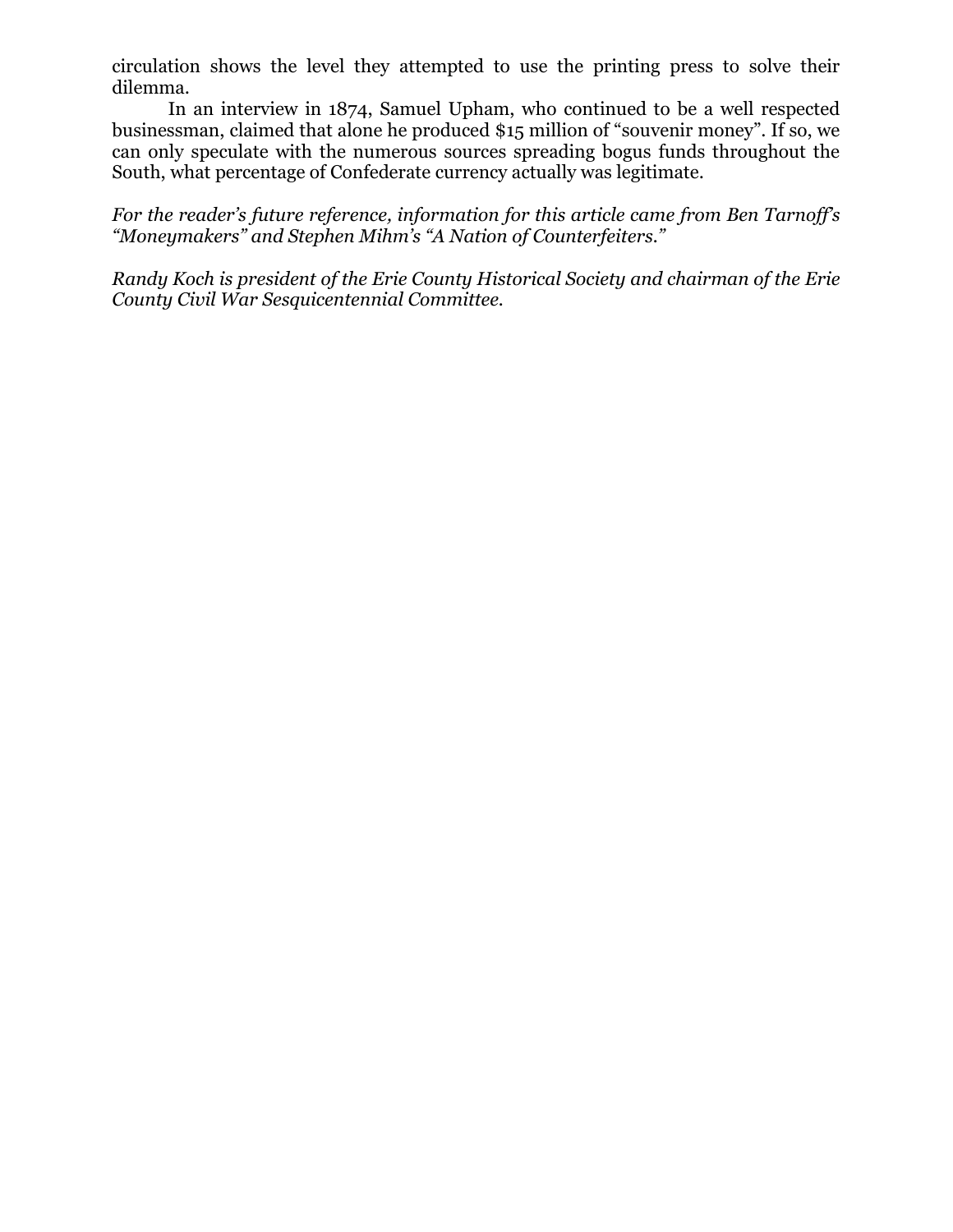circulation shows the level they attempted to use the printing press to solve their dilemma.

In an interview in 1874, Samuel Upham, who continued to be a well respected businessman, claimed that alone he produced $15 million of "souvenir money". If so, we can only speculate with the numerous sources spreading bogus funds throughout the South, what percentage of Confederate currency actually was legitimate.

*For the reader's future reference, information for this article came from Ben Tarnoff's "Moneymakers" and Stephen Mihm's "A Nation of Counterfeiters."*

*Randy Koch is president of the Erie County Historical Society and chairman of the Erie County Civil War Sesquicentennial Committee.*